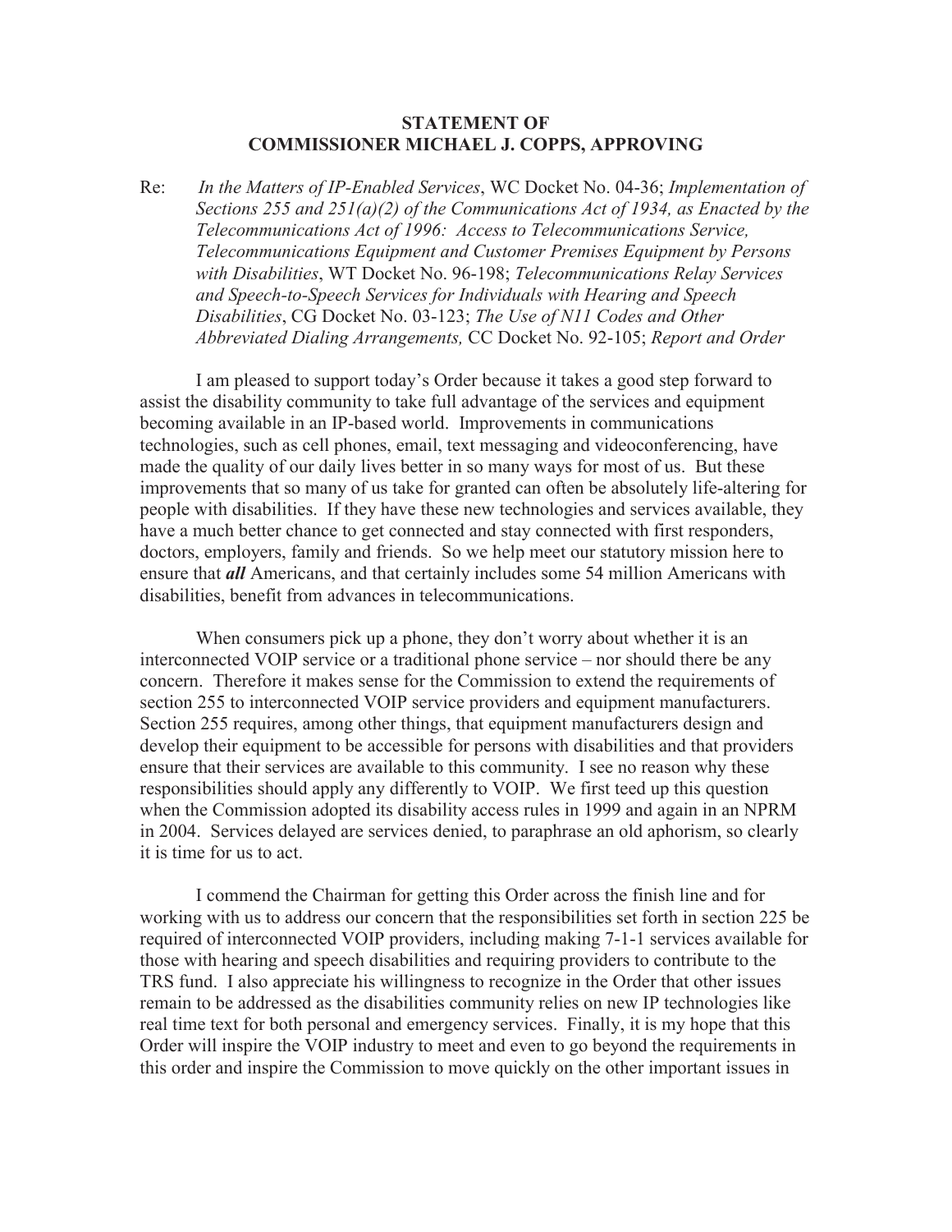**STATEMENT OF**
**COMMISSIONER MICHAEL J. COPPS, APPROVING**

Re: *In the Matters of IP-Enabled Services*, WC Docket No. 04-36; *Implementation of Sections 255 and 251(a)(2) of the Communications Act of 1934, as Enacted by the Telecommunications Act of 1996: Access to Telecommunications Service, Telecommunications Equipment and Customer Premises Equipment by Persons with Disabilities*, WT Docket No. 96-198; *Telecommunications Relay Services and Speech-to-Speech Services for Individuals with Hearing and Speech Disabilities*, CG Docket No. 03-123; *The Use of N11 Codes and Other Abbreviated Dialing Arrangements,* CC Docket No. 92-105; *Report and Order*

I am pleased to support today's Order because it takes a good step forward to assist the disability community to take full advantage of the services and equipment becoming available in an IP-based world. Improvements in communications technologies, such as cell phones, email, text messaging and videoconferencing, have made the quality of our daily lives better in so many ways for most of us. But these improvements that so many of us take for granted can often be absolutely life-altering for people with disabilities. If they have these new technologies and services available, they have a much better chance to get connected and stay connected with first responders, doctors, employers, family and friends. So we help meet our statutory mission here to ensure that ***all*** Americans, and that certainly includes some 54 million Americans with disabilities, benefit from advances in telecommunications.

When consumers pick up a phone, they don't worry about whether it is an interconnected VOIP service or a traditional phone service – nor should there be any concern. Therefore it makes sense for the Commission to extend the requirements of section 255 to interconnected VOIP service providers and equipment manufacturers. Section 255 requires, among other things, that equipment manufacturers design and develop their equipment to be accessible for persons with disabilities and that providers ensure that their services are available to this community. I see no reason why these responsibilities should apply any differently to VOIP. We first teed up this question when the Commission adopted its disability access rules in 1999 and again in an NPRM in 2004. Services delayed are services denied, to paraphrase an old aphorism, so clearly it is time for us to act.

I commend the Chairman for getting this Order across the finish line and for working with us to address our concern that the responsibilities set forth in section 225 be required of interconnected VOIP providers, including making 7-1-1 services available for those with hearing and speech disabilities and requiring providers to contribute to the TRS fund. I also appreciate his willingness to recognize in the Order that other issues remain to be addressed as the disabilities community relies on new IP technologies like real time text for both personal and emergency services. Finally, it is my hope that this Order will inspire the VOIP industry to meet and even to go beyond the requirements in this order and inspire the Commission to move quickly on the other important issues in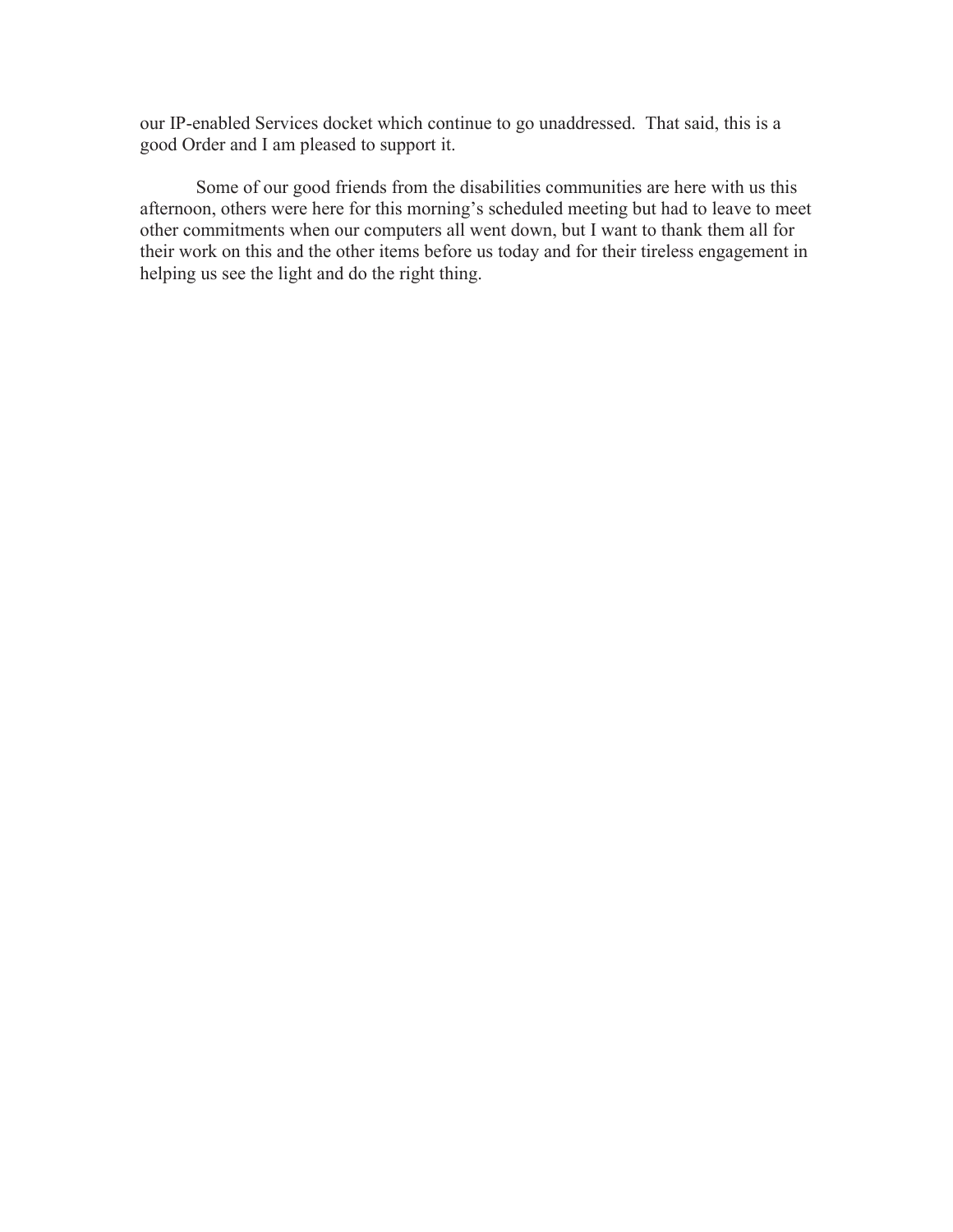our IP-enabled Services docket which continue to go unaddressed. That said, this is a good Order and I am pleased to support it.

Some of our good friends from the disabilities communities are here with us this afternoon, others were here for this morning's scheduled meeting but had to leave to meet other commitments when our computers all went down, but I want to thank them all for their work on this and the other items before us today and for their tireless engagement in helping us see the light and do the right thing.